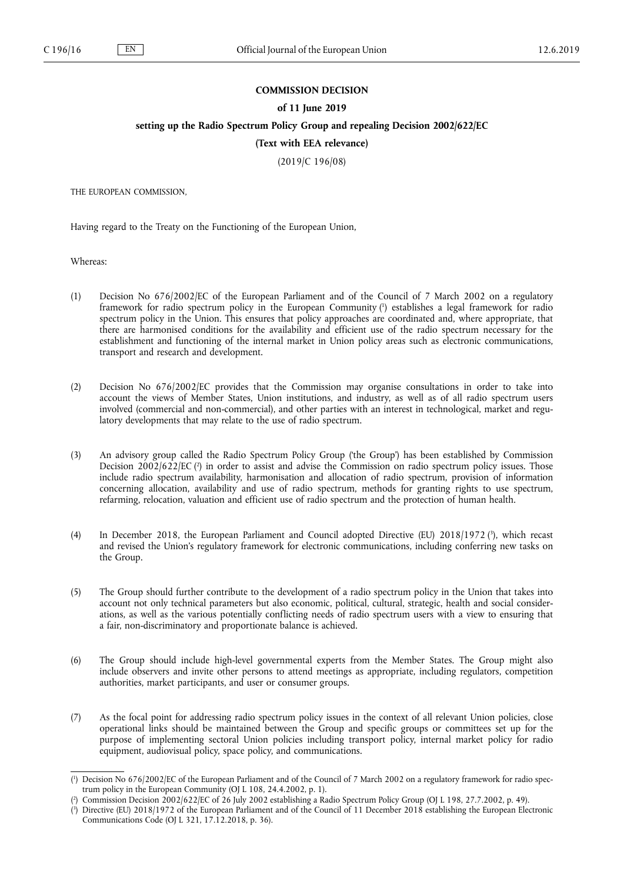**COMMISSION DECISION**

**of 11 June 2019**

**setting up the Radio Spectrum Policy Group and repealing Decision 2002/622/EC**

**(Text with EEA relevance)**

(2019/C 196/08)

THE EUROPEAN COMMISSION,

Having regard to the Treaty on the Functioning of the European Union,

Whereas:

(1) Decision No 676/2002/EC of the European Parliament and of the Council of 7 March 2002 on a regulatory framework for radio spectrum policy in the European Community [1] establishes a legal framework for radio spectrum policy in the Union. This ensures that policy approaches are coordinated and, where appropriate, that there are harmonised conditions for the availability and efficient use of the radio spectrum necessary for the establishment and functioning of the internal market in Union policy areas such as electronic communications, transport and research and development.

(2) Decision No 676/2002/EC provides that the Commission may organise consultations in order to take into account the views of Member States, Union institutions, and industry, as well as of all radio spectrum users involved (commercial and non-commercial), and other parties with an interest in technological, market and regulatory developments that may relate to the use of radio spectrum.

(3) An advisory group called the Radio Spectrum Policy Group ('the Group') has been established by Commission Decision 2002/622/EC [2] in order to assist and advise the Commission on radio spectrum policy issues. Those include radio spectrum availability, harmonisation and allocation of radio spectrum, provision of information concerning allocation, availability and use of radio spectrum, methods for granting rights to use spectrum, refarming, relocation, valuation and efficient use of radio spectrum and the protection of human health.

(4) In December 2018, the European Parliament and Council adopted Directive (EU) 2018/1972 [3], which recast and revised the Union's regulatory framework for electronic communications, including conferring new tasks on the Group.

(5) The Group should further contribute to the development of a radio spectrum policy in the Union that takes into account not only technical parameters but also economic, political, cultural, strategic, health and social considerations, as well as the various potentially conflicting needs of radio spectrum users with a view to ensuring that a fair, non-discriminatory and proportionate balance is achieved.

(6) The Group should include high-level governmental experts from the Member States. The Group might also include observers and invite other persons to attend meetings as appropriate, including regulators, competition authorities, market participants, and user or consumer groups.

(7) As the focal point for addressing radio spectrum policy issues in the context of all relevant Union policies, close operational links should be maintained between the Group and specific groups or committees set up for the purpose of implementing sectoral Union policies including transport policy, internal market policy for radio equipment, audiovisual policy, space policy, and communications.

---

[1] Decision No 676/2002/EC of the European Parliament and of the Council of 7 March 2002 on a regulatory framework for radio spectrum policy in the European Community (OJ L 108, 24.4.2002, p. 1).

[2] Commission Decision 2002/622/EC of 26 July 2002 establishing a Radio Spectrum Policy Group (OJ L 198, 27.7.2002, p. 49).

[3] Directive (EU) 2018/1972 of the European Parliament and of the Council of 11 December 2018 establishing the European Electronic Communications Code (OJ L 321, 17.12.2018, p. 36).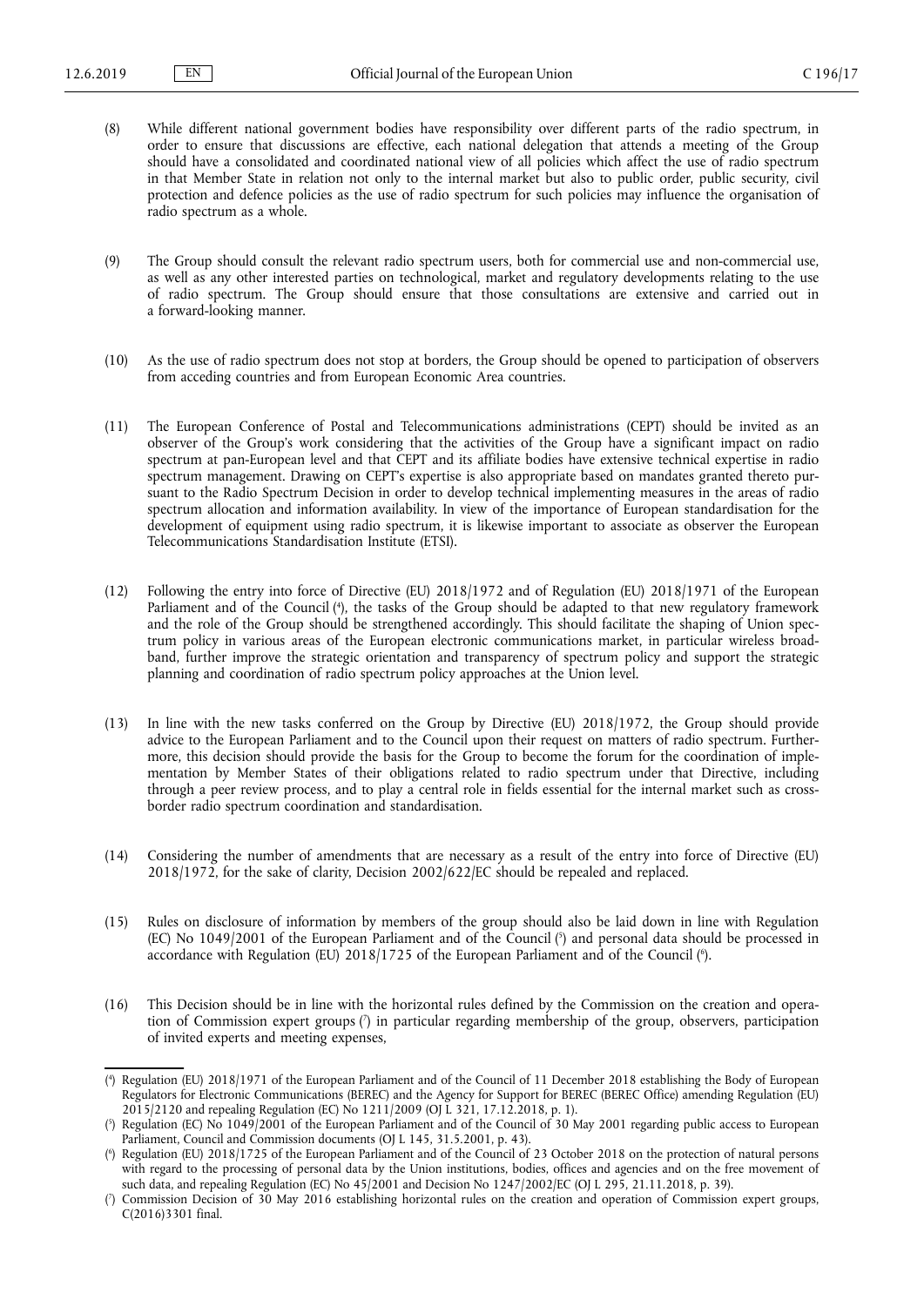(8) While different national government bodies have responsibility over different parts of the radio spectrum, in order to ensure that discussions are effective, each national delegation that attends a meeting of the Group should have a consolidated and coordinated national view of all policies which affect the use of radio spectrum in that Member State in relation not only to the internal market but also to public order, public security, civil protection and defence policies as the use of radio spectrum for such policies may influence the organisation of radio spectrum as a whole.

(9) The Group should consult the relevant radio spectrum users, both for commercial use and non-commercial use, as well as any other interested parties on technological, market and regulatory developments relating to the use of radio spectrum. The Group should ensure that those consultations are extensive and carried out in a forward-looking manner.

(10) As the use of radio spectrum does not stop at borders, the Group should be opened to participation of observers from acceding countries and from European Economic Area countries.

(11) The European Conference of Postal and Telecommunications administrations (CEPT) should be invited as an observer of the Group's work considering that the activities of the Group have a significant impact on radio spectrum at pan-European level and that CEPT and its affiliate bodies have extensive technical expertise in radio spectrum management. Drawing on CEPT's expertise is also appropriate based on mandates granted thereto pursuant to the Radio Spectrum Decision in order to develop technical implementing measures in the areas of radio spectrum allocation and information availability. In view of the importance of European standardisation for the development of equipment using radio spectrum, it is likewise important to associate as observer the European Telecommunications Standardisation Institute (ETSI).

(12) Following the entry into force of Directive (EU) 2018/1972 and of Regulation (EU) 2018/1971 of the European Parliament and of the Council ([4]), the tasks of the Group should be adapted to that new regulatory framework and the role of the Group should be strengthened accordingly. This should facilitate the shaping of Union spectrum policy in various areas of the European electronic communications market, in particular wireless broadband, further improve the strategic orientation and transparency of spectrum policy and support the strategic planning and coordination of radio spectrum policy approaches at the Union level.

(13) In line with the new tasks conferred on the Group by Directive (EU) 2018/1972, the Group should provide advice to the European Parliament and to the Council upon their request on matters of radio spectrum. Furthermore, this decision should provide the basis for the Group to become the forum for the coordination of implementation by Member States of their obligations related to radio spectrum under that Directive, including through a peer review process, and to play a central role in fields essential for the internal market such as cross-border radio spectrum coordination and standardisation.

(14) Considering the number of amendments that are necessary as a result of the entry into force of Directive (EU) 2018/1972, for the sake of clarity, Decision 2002/622/EC should be repealed and replaced.

(15) Rules on disclosure of information by members of the group should also be laid down in line with Regulation (EC) No 1049/2001 of the European Parliament and of the Council ([5]) and personal data should be processed in accordance with Regulation (EU) 2018/1725 of the European Parliament and of the Council ([6]).

(16) This Decision should be in line with the horizontal rules defined by the Commission on the creation and operation of Commission expert groups ([7]) in particular regarding membership of the group, observers, participation of invited experts and meeting expenses,

---

([4]) Regulation (EU) 2018/1971 of the European Parliament and of the Council of 11 December 2018 establishing the Body of European Regulators for Electronic Communications (BEREC) and the Agency for Support for BEREC (BEREC Office) amending Regulation (EU) 2015/2120 and repealing Regulation (EC) No 1211/2009 (OJ L 321, 17.12.2018, p. 1).

([5]) Regulation (EC) No 1049/2001 of the European Parliament and of the Council of 30 May 2001 regarding public access to European Parliament, Council and Commission documents (OJ L 145, 31.5.2001, p. 43).

([6]) Regulation (EU) 2018/1725 of the European Parliament and of the Council of 23 October 2018 on the protection of natural persons with regard to the processing of personal data by the Union institutions, bodies, offices and agencies and on the free movement of such data, and repealing Regulation (EC) No 45/2001 and Decision No 1247/2002/EC (OJ L 295, 21.11.2018, p. 39).

([7]) Commission Decision of 30 May 2016 establishing horizontal rules on the creation and operation of Commission expert groups, C(2016)3301 final.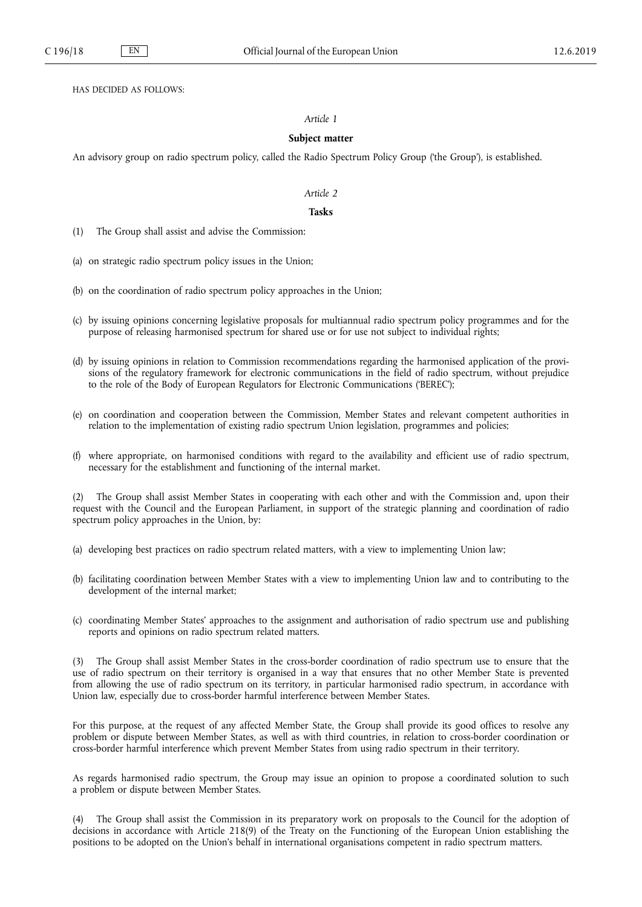HAS DECIDED AS FOLLOWS:

*Article 1*

**Subject matter**

An advisory group on radio spectrum policy, called the Radio Spectrum Policy Group ('the Group'), is established.

*Article 2*

**Tasks**

(1) The Group shall assist and advise the Commission:

(a) on strategic radio spectrum policy issues in the Union;

(b) on the coordination of radio spectrum policy approaches in the Union;

(c) by issuing opinions concerning legislative proposals for multiannual radio spectrum policy programmes and for the purpose of releasing harmonised spectrum for shared use or for use not subject to individual rights;

(d) by issuing opinions in relation to Commission recommendations regarding the harmonised application of the provisions of the regulatory framework for electronic communications in the field of radio spectrum, without prejudice to the role of the Body of European Regulators for Electronic Communications ('BEREC');

(e) on coordination and cooperation between the Commission, Member States and relevant competent authorities in relation to the implementation of existing radio spectrum Union legislation, programmes and policies;

(f) where appropriate, on harmonised conditions with regard to the availability and efficient use of radio spectrum, necessary for the establishment and functioning of the internal market.

(2) The Group shall assist Member States in cooperating with each other and with the Commission and, upon their request with the Council and the European Parliament, in support of the strategic planning and coordination of radio spectrum policy approaches in the Union, by:

(a) developing best practices on radio spectrum related matters, with a view to implementing Union law;

(b) facilitating coordination between Member States with a view to implementing Union law and to contributing to the development of the internal market;

(c) coordinating Member States' approaches to the assignment and authorisation of radio spectrum use and publishing reports and opinions on radio spectrum related matters.

(3) The Group shall assist Member States in the cross-border coordination of radio spectrum use to ensure that the use of radio spectrum on their territory is organised in a way that ensures that no other Member State is prevented from allowing the use of radio spectrum on its territory, in particular harmonised radio spectrum, in accordance with Union law, especially due to cross-border harmful interference between Member States.

For this purpose, at the request of any affected Member State, the Group shall provide its good offices to resolve any problem or dispute between Member States, as well as with third countries, in relation to cross-border coordination or cross-border harmful interference which prevent Member States from using radio spectrum in their territory.

As regards harmonised radio spectrum, the Group may issue an opinion to propose a coordinated solution to such a problem or dispute between Member States.

(4) The Group shall assist the Commission in its preparatory work on proposals to the Council for the adoption of decisions in accordance with Article 218(9) of the Treaty on the Functioning of the European Union establishing the positions to be adopted on the Union's behalf in international organisations competent in radio spectrum matters.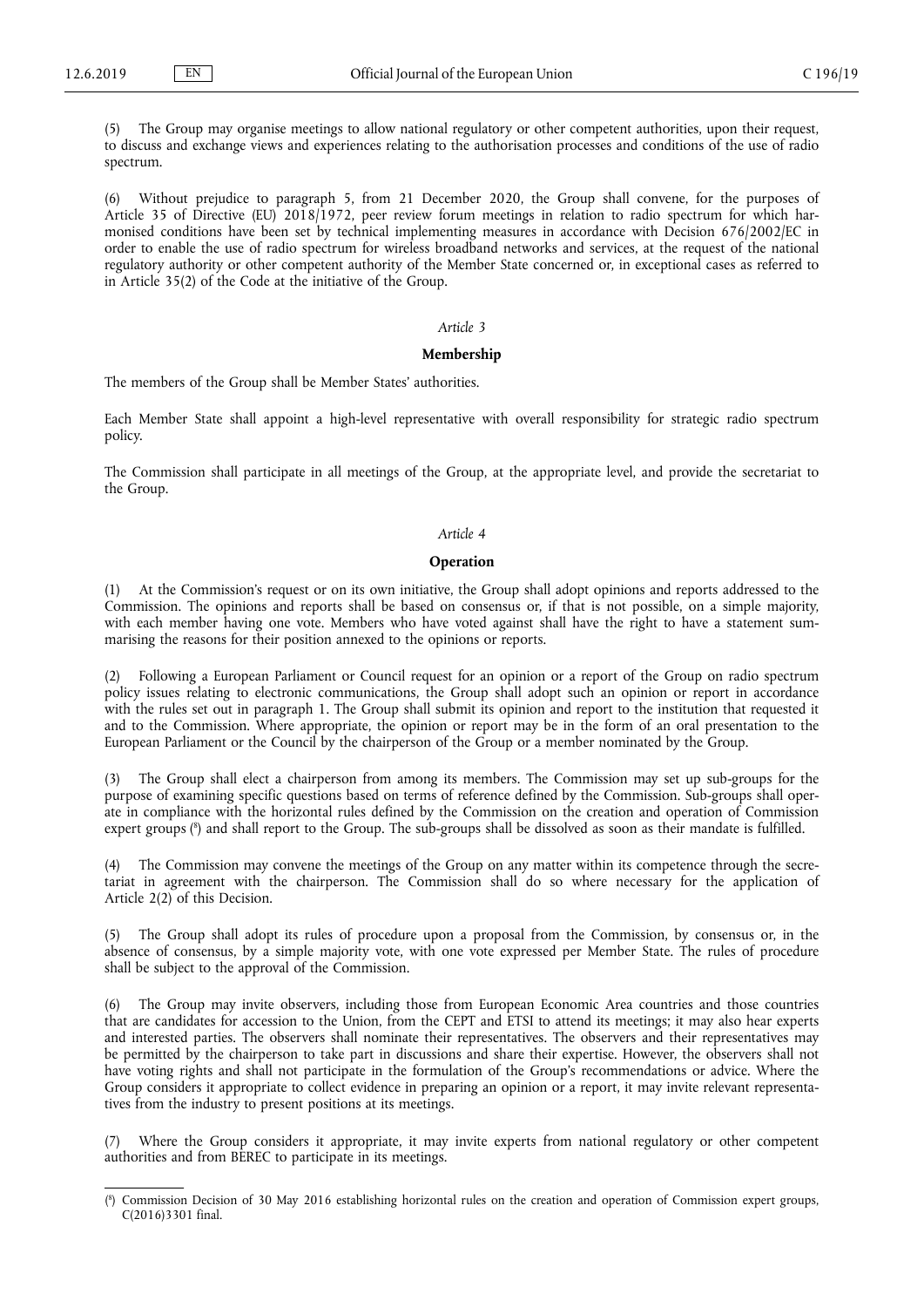(5) The Group may organise meetings to allow national regulatory or other competent authorities, upon their request, to discuss and exchange views and experiences relating to the authorisation processes and conditions of the use of radio spectrum.

(6) Without prejudice to paragraph 5, from 21 December 2020, the Group shall convene, for the purposes of Article 35 of Directive (EU) 2018/1972, peer review forum meetings in relation to radio spectrum for which harmonised conditions have been set by technical implementing measures in accordance with Decision 676/2002/EC in order to enable the use of radio spectrum for wireless broadband networks and services, at the request of the national regulatory authority or other competent authority of the Member State concerned or, in exceptional cases as referred to in Article 35(2) of the Code at the initiative of the Group.

*Article 3*

**Membership**

The members of the Group shall be Member States' authorities.

Each Member State shall appoint a high-level representative with overall responsibility for strategic radio spectrum policy.

The Commission shall participate in all meetings of the Group, at the appropriate level, and provide the secretariat to the Group.

*Article 4*

**Operation**

(1) At the Commission's request or on its own initiative, the Group shall adopt opinions and reports addressed to the Commission. The opinions and reports shall be based on consensus or, if that is not possible, on a simple majority, with each member having one vote. Members who have voted against shall have the right to have a statement summarising the reasons for their position annexed to the opinions or reports.

(2) Following a European Parliament or Council request for an opinion or a report of the Group on radio spectrum policy issues relating to electronic communications, the Group shall adopt such an opinion or report in accordance with the rules set out in paragraph 1. The Group shall submit its opinion and report to the institution that requested it and to the Commission. Where appropriate, the opinion or report may be in the form of an oral presentation to the European Parliament or the Council by the chairperson of the Group or a member nominated by the Group.

(3) The Group shall elect a chairperson from among its members. The Commission may set up sub-groups for the purpose of examining specific questions based on terms of reference defined by the Commission. Sub-groups shall operate in compliance with the horizontal rules defined by the Commission on the creation and operation of Commission expert groups ([8]) and shall report to the Group. The sub-groups shall be dissolved as soon as their mandate is fulfilled.

(4) The Commission may convene the meetings of the Group on any matter within its competence through the secretariat in agreement with the chairperson. The Commission shall do so where necessary for the application of Article 2(2) of this Decision.

(5) The Group shall adopt its rules of procedure upon a proposal from the Commission, by consensus or, in the absence of consensus, by a simple majority vote, with one vote expressed per Member State. The rules of procedure shall be subject to the approval of the Commission.

(6) The Group may invite observers, including those from European Economic Area countries and those countries that are candidates for accession to the Union, from the CEPT and ETSI to attend its meetings; it may also hear experts and interested parties. The observers shall nominate their representatives. The observers and their representatives may be permitted by the chairperson to take part in discussions and share their expertise. However, the observers shall not have voting rights and shall not participate in the formulation of the Group's recommendations or advice. Where the Group considers it appropriate to collect evidence in preparing an opinion or a report, it may invite relevant representatives from the industry to present positions at its meetings.

(7) Where the Group considers it appropriate, it may invite experts from national regulatory or other competent authorities and from BEREC to participate in its meetings.

---

([8]) Commission Decision of 30 May 2016 establishing horizontal rules on the creation and operation of Commission expert groups, C(2016)3301 final.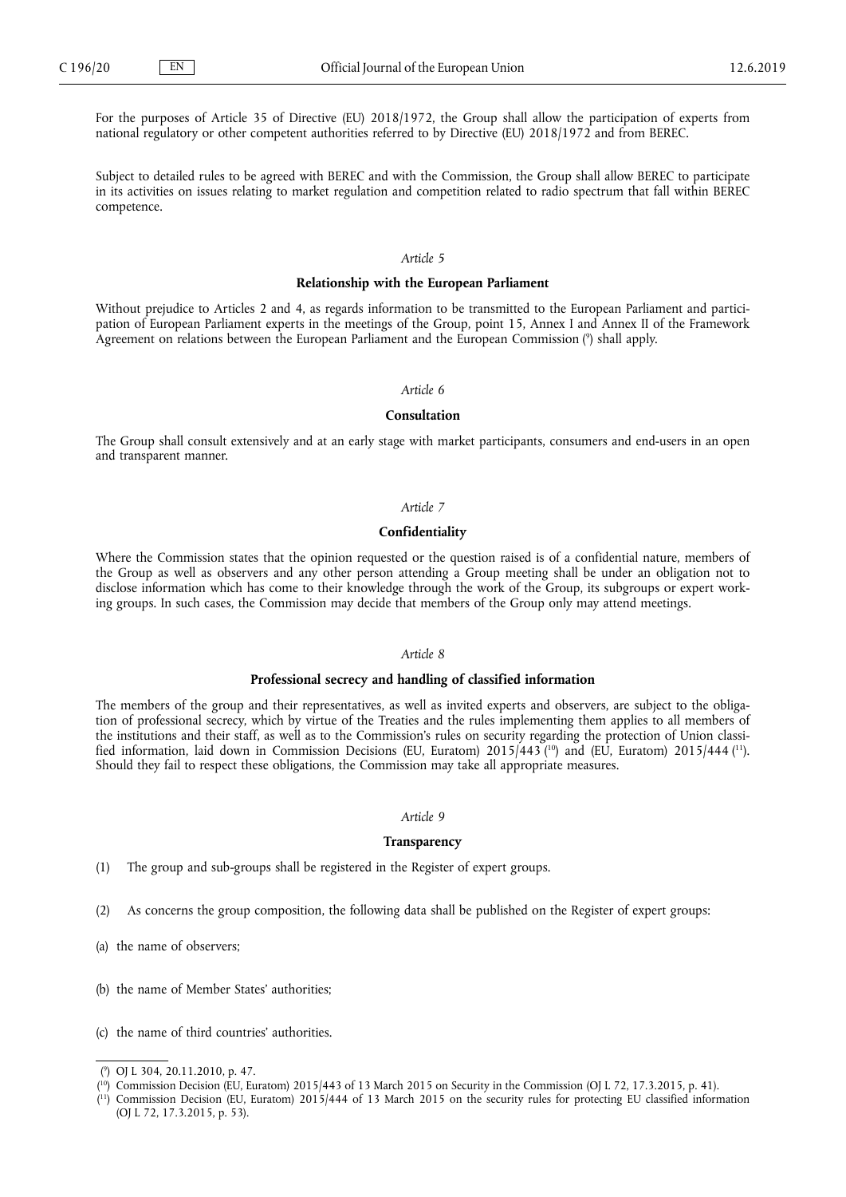For the purposes of Article 35 of Directive (EU) 2018/1972, the Group shall allow the participation of experts from national regulatory or other competent authorities referred to by Directive (EU) 2018/1972 and from BEREC.

Subject to detailed rules to be agreed with BEREC and with the Commission, the Group shall allow BEREC to participate in its activities on issues relating to market regulation and competition related to radio spectrum that fall within BEREC competence.

*Article 5*

**Relationship with the European Parliament**

Without prejudice to Articles 2 and 4, as regards information to be transmitted to the European Parliament and participation of European Parliament experts in the meetings of the Group, point 15, Annex I and Annex II of the Framework Agreement on relations between the European Parliament and the European Commission [9] shall apply.

*Article 6*

**Consultation**

The Group shall consult extensively and at an early stage with market participants, consumers and end-users in an open and transparent manner.

*Article 7*

**Confidentiality**

Where the Commission states that the opinion requested or the question raised is of a confidential nature, members of the Group as well as observers and any other person attending a Group meeting shall be under an obligation not to disclose information which has come to their knowledge through the work of the Group, its subgroups or expert working groups. In such cases, the Commission may decide that members of the Group only may attend meetings.

*Article 8*

**Professional secrecy and handling of classified information**

The members of the group and their representatives, as well as invited experts and observers, are subject to the obligation of professional secrecy, which by virtue of the Treaties and the rules implementing them applies to all members of the institutions and their staff, as well as to the Commission's rules on security regarding the protection of Union classified information, laid down in Commission Decisions (EU, Euratom) 2015/443 [10] and (EU, Euratom) 2015/444 [11]. Should they fail to respect these obligations, the Commission may take all appropriate measures.

*Article 9*

**Transparency**

(1) The group and sub-groups shall be registered in the Register of expert groups.

(2) As concerns the group composition, the following data shall be published on the Register of expert groups:

(a) the name of observers;

(b) the name of Member States' authorities;

(c) the name of third countries' authorities.

---

[9] OJ L 304, 20.11.2010, p. 47.

[10] Commission Decision (EU, Euratom) 2015/443 of 13 March 2015 on Security in the Commission (OJ L 72, 17.3.2015, p. 41).

[11] Commission Decision (EU, Euratom) 2015/444 of 13 March 2015 on the security rules for protecting EU classified information (OJ L 72, 17.3.2015, p. 53).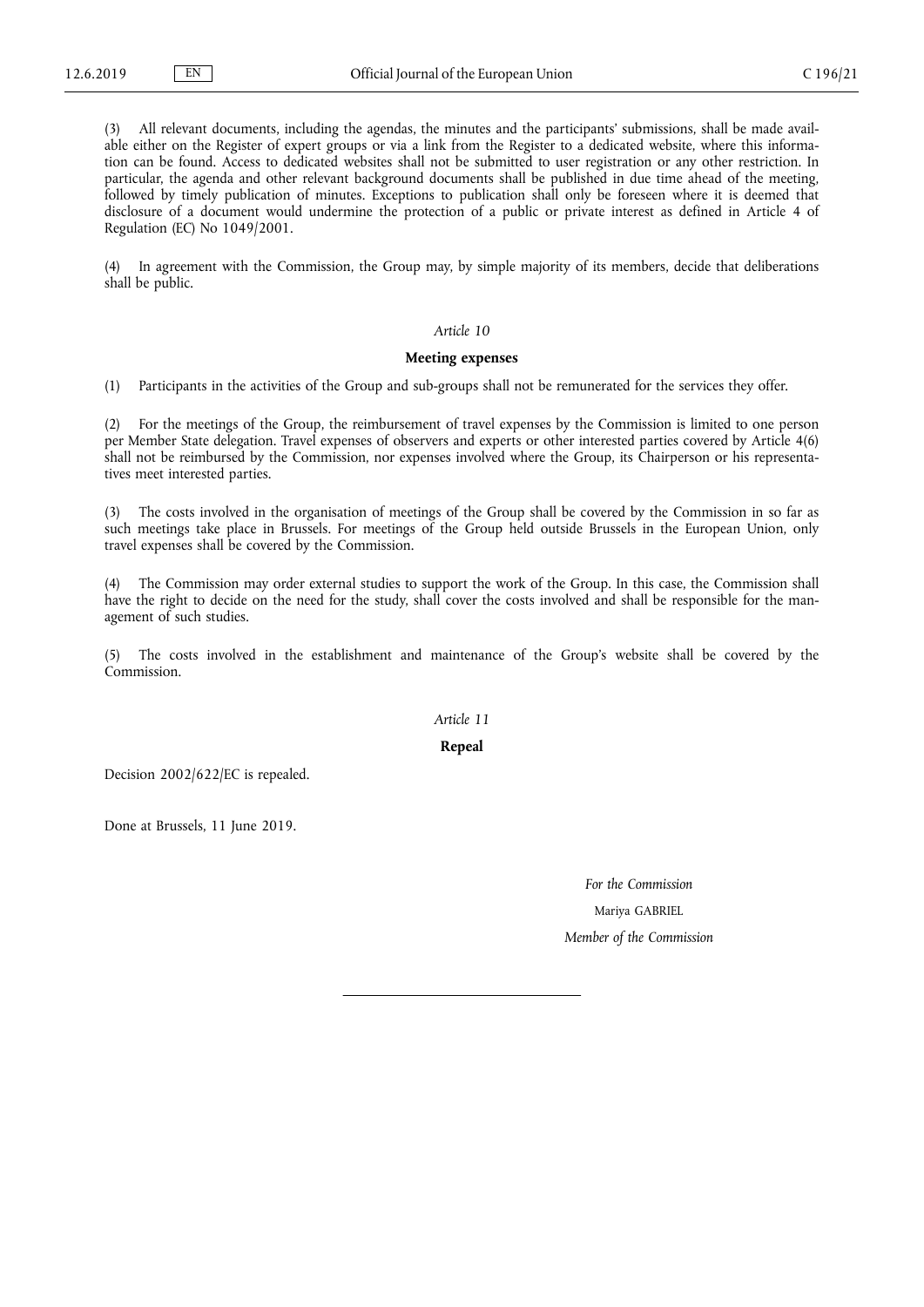(3) All relevant documents, including the agendas, the minutes and the participants' submissions, shall be made available either on the Register of expert groups or via a link from the Register to a dedicated website, where this information can be found. Access to dedicated websites shall not be submitted to user registration or any other restriction. In particular, the agenda and other relevant background documents shall be published in due time ahead of the meeting, followed by timely publication of minutes. Exceptions to publication shall only be foreseen where it is deemed that disclosure of a document would undermine the protection of a public or private interest as defined in Article 4 of Regulation (EC) No 1049/2001.

(4) In agreement with the Commission, the Group may, by simple majority of its members, decide that deliberations shall be public.

*Article 10*

**Meeting expenses**

(1) Participants in the activities of the Group and sub-groups shall not be remunerated for the services they offer.

(2) For the meetings of the Group, the reimbursement of travel expenses by the Commission is limited to one person per Member State delegation. Travel expenses of observers and experts or other interested parties covered by Article 4(6) shall not be reimbursed by the Commission, nor expenses involved where the Group, its Chairperson or his representatives meet interested parties.

(3) The costs involved in the organisation of meetings of the Group shall be covered by the Commission in so far as such meetings take place in Brussels. For meetings of the Group held outside Brussels in the European Union, only travel expenses shall be covered by the Commission.

(4) The Commission may order external studies to support the work of the Group. In this case, the Commission shall have the right to decide on the need for the study, shall cover the costs involved and shall be responsible for the management of such studies.

(5) The costs involved in the establishment and maintenance of the Group's website shall be covered by the Commission.

*Article 11*

**Repeal**

Decision 2002/622/EC is repealed.

Done at Brussels, 11 June 2019.

*For the Commission*

Mariya GABRIEL

*Member of the Commission*